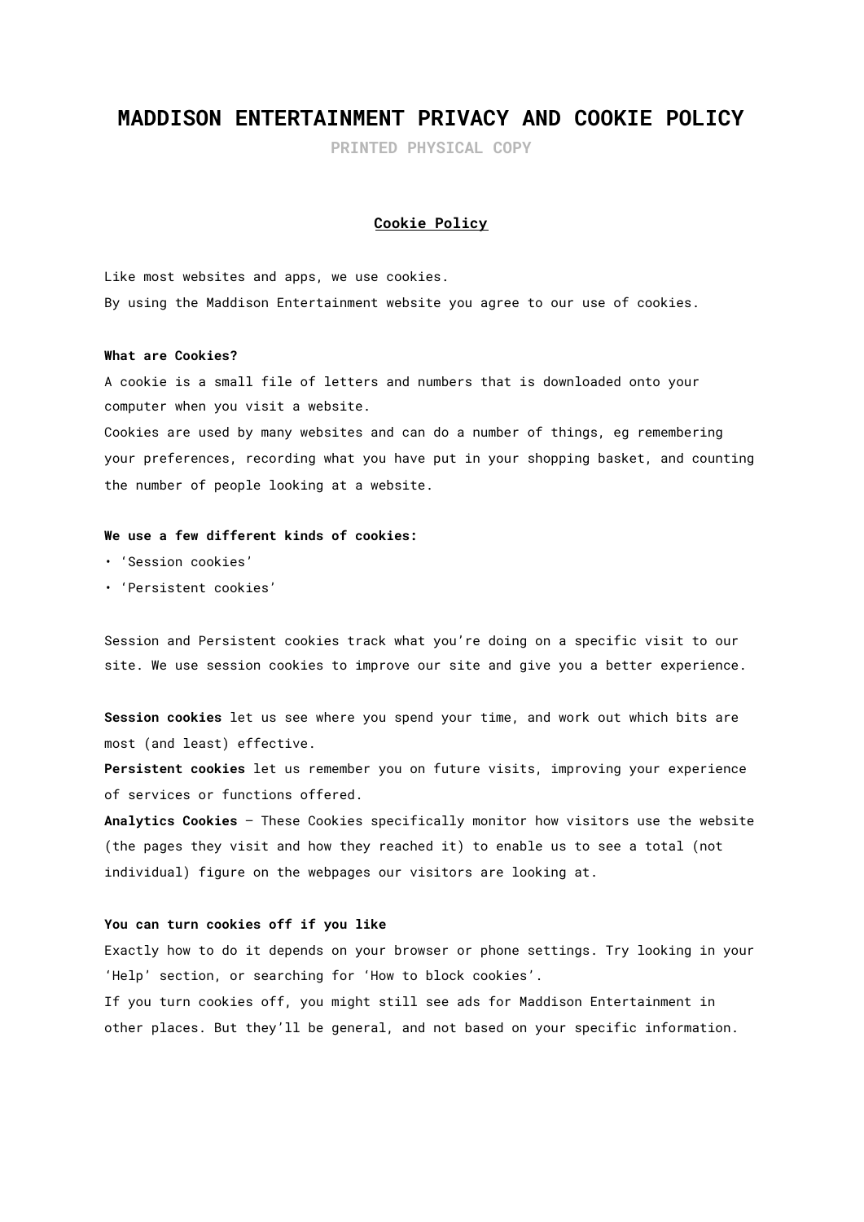# MADDISON ENTERTAINMENT PRIVACY AND COOKIE POLICY

PRINTED PHYSICAL COPY

## Cookie Policy

Like most websites and apps, we use cookies.
By using the Maddison Entertainment website you agree to our use of cookies.

**What are Cookies?**

A cookie is a small file of letters and numbers that is downloaded onto your computer when you visit a website.
Cookies are used by many websites and can do a number of things, eg remembering your preferences, recording what you have put in your shopping basket, and counting the number of people looking at a website.

**We use a few different kinds of cookies:**

- 'Session cookies'
- 'Persistent cookies'

Session and Persistent cookies track what you're doing on a specific visit to our site. We use session cookies to improve our site and give you a better experience.

**Session cookies** let us see where you spend your time, and work out which bits are most (and least) effective.
**Persistent cookies** let us remember you on future visits, improving your experience of services or functions offered.
**Analytics Cookies** – These Cookies specifically monitor how visitors use the website (the pages they visit and how they reached it) to enable us to see a total (not individual) figure on the webpages our visitors are looking at.

**You can turn cookies off if you like**

Exactly how to do it depends on your browser or phone settings. Try looking in your 'Help' section, or searching for 'How to block cookies'.
If you turn cookies off, you might still see ads for Maddison Entertainment in other places. But they'll be general, and not based on your specific information.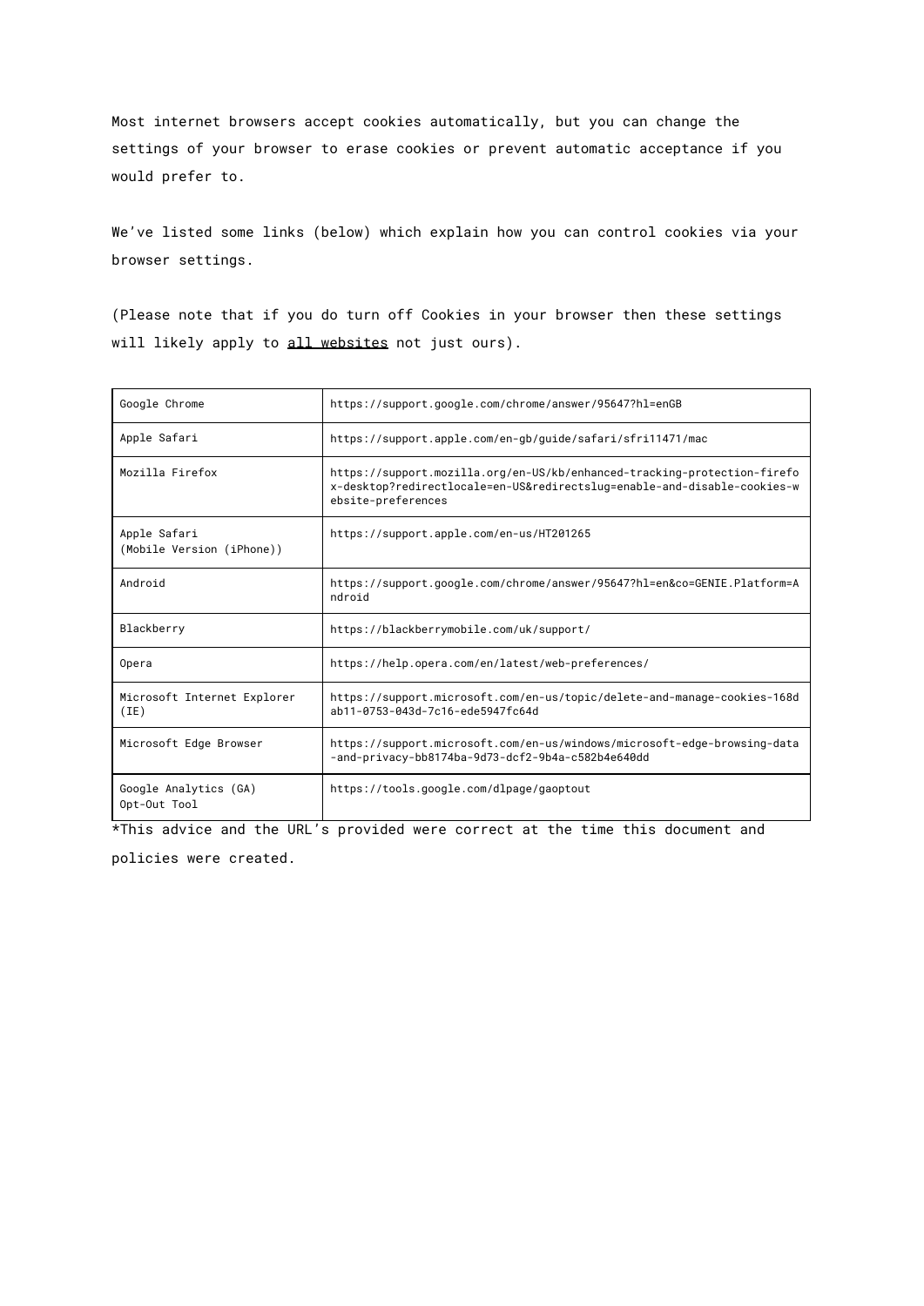Most internet browsers accept cookies automatically, but you can change the settings of your browser to erase cookies or prevent automatic acceptance if you would prefer to.

We've listed some links (below) which explain how you can control cookies via your browser settings.

(Please note that if you do turn off Cookies in your browser then these settings will likely apply to <u>all websites</u> not just ours).

| | |
|---|---|
| Google Chrome | https://support.google.com/chrome/answer/95647?hl=enGB |
| Apple Safari | https://support.apple.com/en-gb/guide/safari/sfri11471/mac |
| Mozilla Firefox | https://support.mozilla.org/en-US/kb/enhanced-tracking-protection-firefox-desktop?redirectlocale=en-US&redirectslug=enable-and-disable-cookies-website-preferences |
| Apple Safari (Mobile Version (iPhone)) | https://support.apple.com/en-us/HT201265 |
| Android | https://support.google.com/chrome/answer/95647?hl=en&co=GENIE.Platform=Android |
| Blackberry | https://blackberrymobile.com/uk/support/ |
| Opera | https://help.opera.com/en/latest/web-preferences/ |
| Microsoft Internet Explorer (IE) | https://support.microsoft.com/en-us/topic/delete-and-manage-cookies-168dab11-0753-043d-7c16-ede5947fc64d |
| Microsoft Edge Browser | https://support.microsoft.com/en-us/windows/microsoft-edge-browsing-data-and-privacy-bb8174ba-9d73-dcf2-9b4a-c582b4e640dd |
| Google Analytics (GA) Opt-Out Tool | https://tools.google.com/dlpage/gaoptout |

*This advice and the URL's provided were correct at the time this document and policies were created.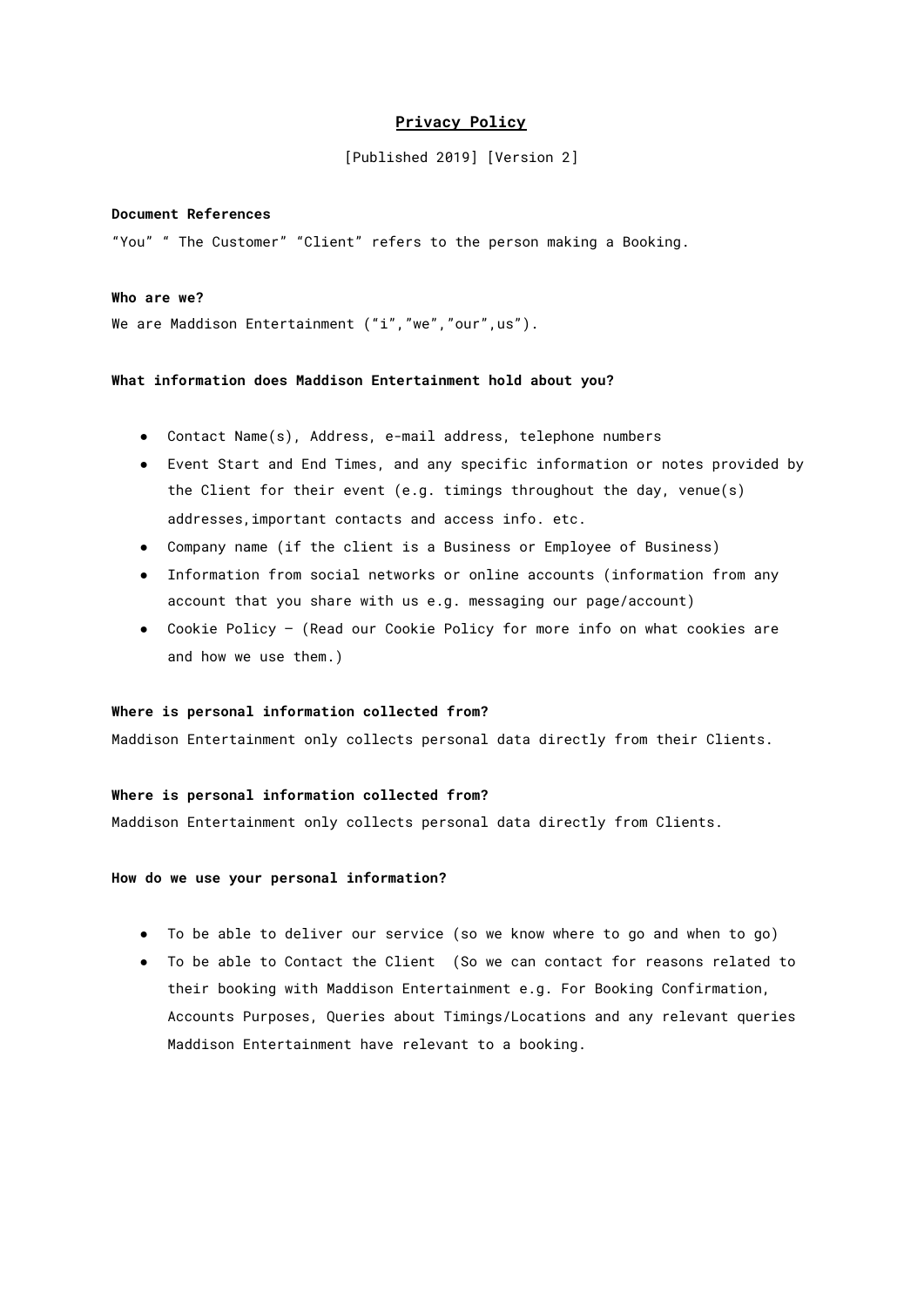# **Privacy Policy**

[Published 2019] [Version 2]

**Document References**

"You" " The Customer" "Client" refers to the person making a Booking.

**Who are we?**

We are Maddison Entertainment ("i","we","our",us").

**What information does Maddison Entertainment hold about you?**

- Contact Name(s), Address, e-mail address, telephone numbers
- Event Start and End Times, and any specific information or notes provided by the Client for their event (e.g. timings throughout the day, venue(s) addresses,important contacts and access info. etc.
- Company name (if the client is a Business or Employee of Business)
- Information from social networks or online accounts (information from any account that you share with us e.g. messaging our page/account)
- Cookie Policy – (Read our Cookie Policy for more info on what cookies are and how we use them.)

**Where is personal information collected from?**

Maddison Entertainment only collects personal data directly from their Clients.

**Where is personal information collected from?**

Maddison Entertainment only collects personal data directly from Clients.

**How do we use your personal information?**

- To be able to deliver our service (so we know where to go and when to go)
- To be able to Contact the Client (So we can contact for reasons related to their booking with Maddison Entertainment e.g. For Booking Confirmation, Accounts Purposes, Queries about Timings/Locations and any relevant queries Maddison Entertainment have relevant to a booking.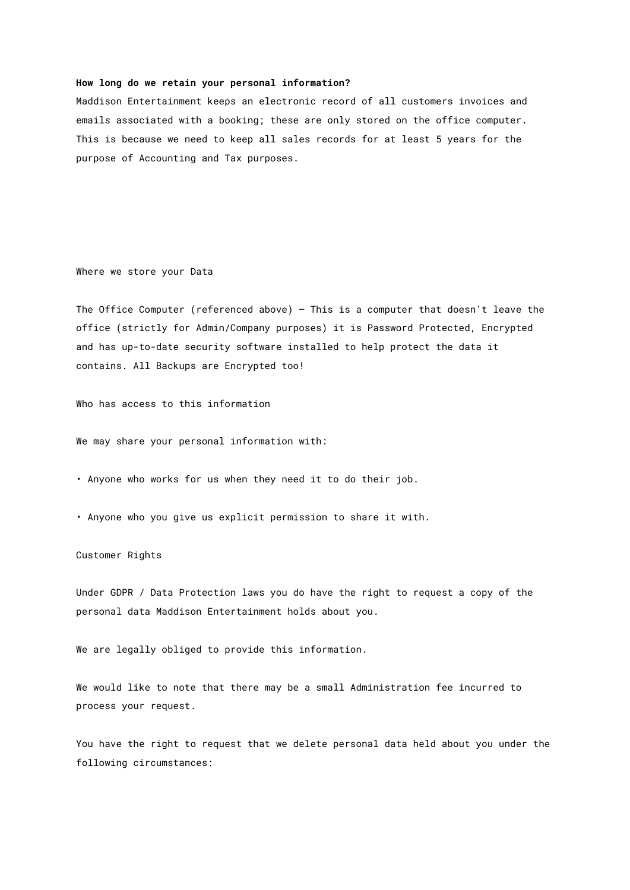**How long do we retain your personal information?**

Maddison Entertainment keeps an electronic record of all customers invoices and emails associated with a booking; these are only stored on the office computer. This is because we need to keep all sales records for at least 5 years for the purpose of Accounting and Tax purposes.

Where we store your Data

The Office Computer (referenced above) – This is a computer that doesn't leave the office (strictly for Admin/Company purposes) it is Password Protected, Encrypted and has up-to-date security software installed to help protect the data it contains. All Backups are Encrypted too!

Who has access to this information

We may share your personal information with:

• Anyone who works for us when they need it to do their job.

• Anyone who you give us explicit permission to share it with.

Customer Rights

Under GDPR / Data Protection laws you do have the right to request a copy of the personal data Maddison Entertainment holds about you.

We are legally obliged to provide this information.

We would like to note that there may be a small Administration fee incurred to process your request.

You have the right to request that we delete personal data held about you under the following circumstances: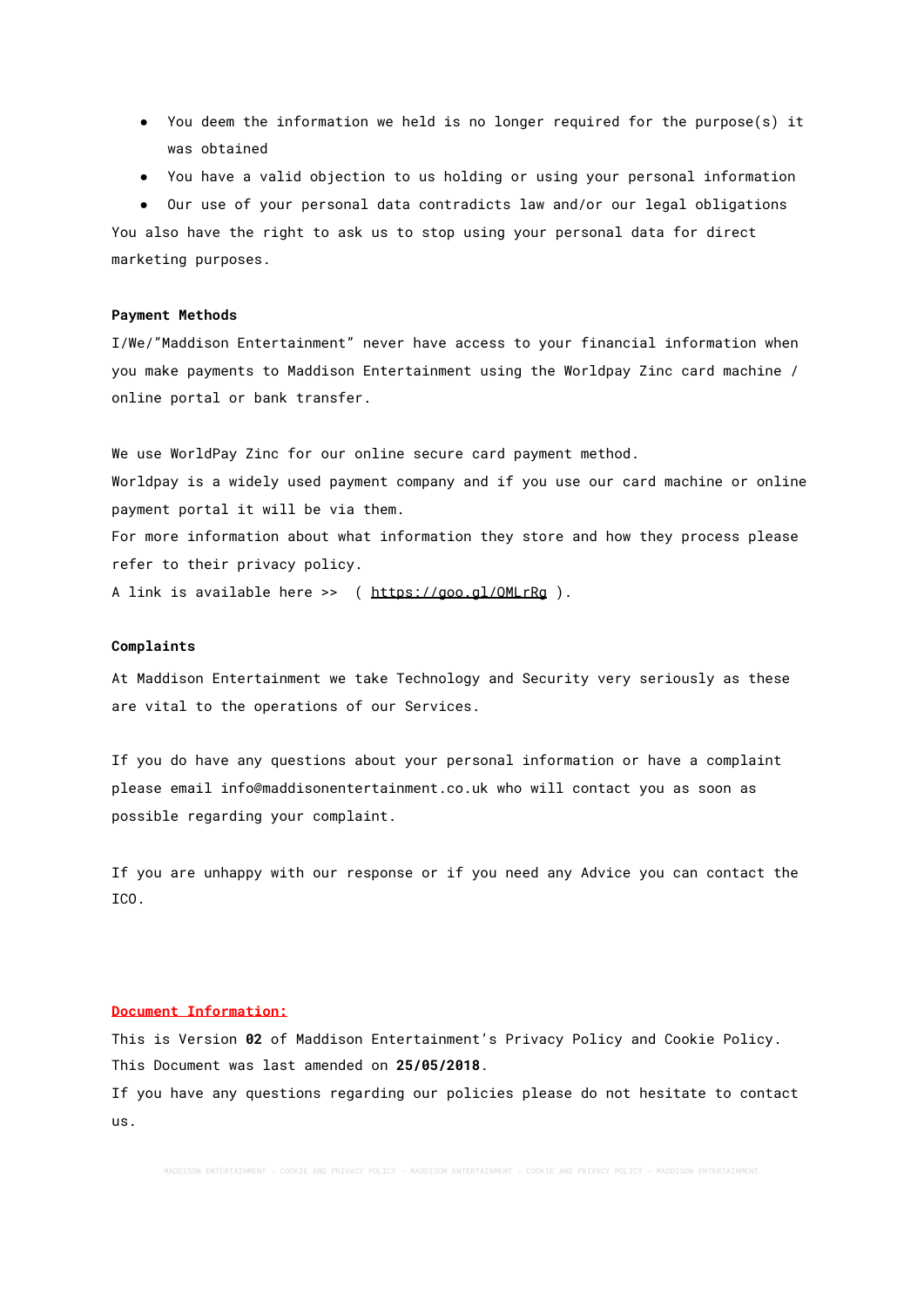- You deem the information we held is no longer required for the purpose(s) it was obtained
- You have a valid objection to us holding or using your personal information
- Our use of your personal data contradicts law and/or our legal obligations

You also have the right to ask us to stop using your personal data for direct marketing purposes.

**Payment Methods**

I/We/"Maddison Entertainment" never have access to your financial information when you make payments to Maddison Entertainment using the Worldpay Zinc card machine / online portal or bank transfer.

We use WorldPay Zinc for our online secure card payment method.
Worldpay is a widely used payment company and if you use our card machine or online payment portal it will be via them.
For more information about what information they store and how they process please refer to their privacy policy.
A link is available here >> ( https://goo.gl/QMLrRg ).

**Complaints**

At Maddison Entertainment we take Technology and Security very seriously as these are vital to the operations of our Services.

If you do have any questions about your personal information or have a complaint please email info@maddisonentertainment.co.uk who will contact you as soon as possible regarding your complaint.

If you are unhappy with our response or if you need any Advice you can contact the ICO.

**Document Information:**

This is Version **02** of Maddison Entertainment's Privacy Policy and Cookie Policy.
This Document was last amended on **25/05/2018**.
If you have any questions regarding our policies please do not hesitate to contact us.